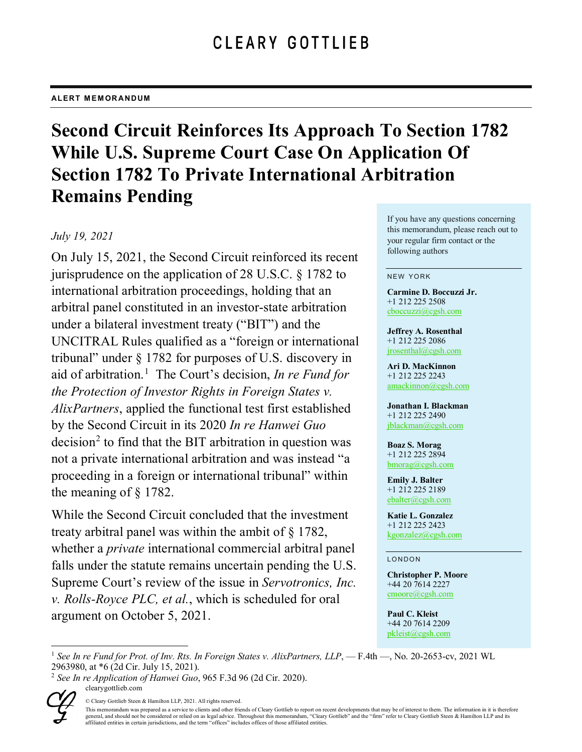CLEARY GOTTLIEB

**ALERT MEMORANDUM**

# Second Circuit Reinforces Its Approach To Section 1782 While U.S. Supreme Court Case On Application Of Section 1782 To Private International Arbitration Remains Pending

*July 19, 2021*

On July 15, 2021, the Second Circuit reinforced its recent jurisprudence on the application of 28 U.S.C. § 1782 to international arbitration proceedings, holding that an arbitral panel constituted in an investor-state arbitration under a bilateral investment treaty ("BIT") and the UNCITRAL Rules qualified as a "foreign or international tribunal" under § 1782 for purposes of U.S. discovery in aid of arbitration.[1] The Court's decision, *In re Fund for the Protection of Investor Rights in Foreign States v. AlixPartners*, applied the functional test first established by the Second Circuit in its 2020 *In re Hanwei Guo* decision[2] to find that the BIT arbitration in question was not a private international arbitration and was instead "a proceeding in a foreign or international tribunal" within the meaning of § 1782.

While the Second Circuit concluded that the investment treaty arbitral panel was within the ambit of § 1782, whether a *private* international commercial arbitral panel falls under the statute remains uncertain pending the U.S. Supreme Court's review of the issue in *Servotronics, Inc. v. Rolls-Royce PLC, et al.*, which is scheduled for oral argument on October 5, 2021.

If you have any questions concerning this memorandum, please reach out to your regular firm contact or the following authors

NEW YORK

**Carmine D. Boccuzzi Jr.**
+1 212 225 2508
cboccuzzi@cgsh.com

**Jeffrey A. Rosenthal**
+1 212 225 2086
jrosenthal@cgsh.com

**Ari D. MacKinnon**
+1 212 225 2243
amackinnon@cgsh.com

**Jonathan I. Blackman**
+1 212 225 2490
jblackman@cgsh.com

**Boaz S. Morag**
+1 212 225 2894
bmorag@cgsh.com

**Emily J. Balter**
+1 212 225 2189
ebalter@cgsh.com

**Katie L. Gonzalez**
+1 212 225 2423
kgonzalez@cgsh.com

LONDON

**Christopher P. Moore**
+44 20 7614 2227
cmoore@cgsh.com

**Paul C. Kleist**
+44 20 7614 2209
pkleist@cgsh.com

---

[1] *See In re Fund for Prot. of Inv. Rts. In Foreign States v. AlixPartners, LLP*, — F.4th —, No. 20-2653-cv, 2021 WL 2963980, at *6 (2d Cir. July 15, 2021).

[2] *See In re Application of Hanwei Guo*, 965 F.3d 96 (2d Cir. 2020).

clearygottlieb.com

© Cleary Gottlieb Steen & Hamilton LLP, 2021. All rights reserved.

This memorandum was prepared as a service to clients and other friends of Cleary Gottlieb to report on recent developments that may be of interest to them. The information in it is therefore general, and should not be considered or relied on as legal advice. Throughout this memorandum, "Cleary Gottlieb" and the "firm" refer to Cleary Gottlieb Steen & Hamilton LLP and its affiliated entities in certain jurisdictions, and the term "offices" includes offices of those affiliated entities.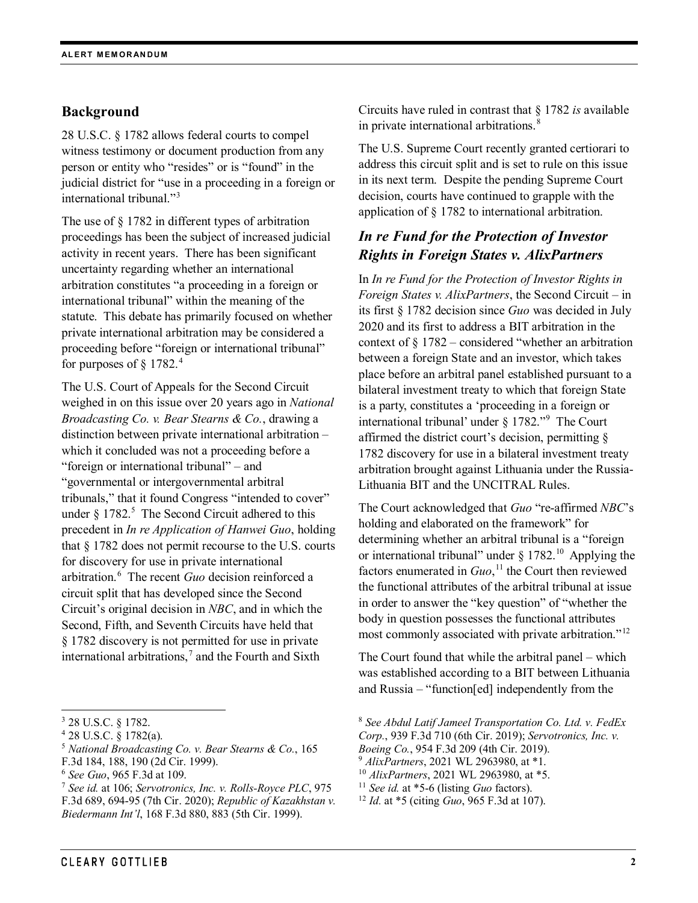## Background

28 U.S.C. § 1782 allows federal courts to compel witness testimony or document production from any person or entity who "resides" or is "found" in the judicial district for "use in a proceeding in a foreign or international tribunal."[3]

The use of § 1782 in different types of arbitration proceedings has been the subject of increased judicial activity in recent years. There has been significant uncertainty regarding whether an international arbitration constitutes "a proceeding in a foreign or international tribunal" within the meaning of the statute. This debate has primarily focused on whether private international arbitration may be considered a proceeding before "foreign or international tribunal" for purposes of § 1782.[4]

The U.S. Court of Appeals for the Second Circuit weighed in on this issue over 20 years ago in *National Broadcasting Co. v. Bear Stearns & Co.*, drawing a distinction between private international arbitration – which it concluded was not a proceeding before a "foreign or international tribunal" – and "governmental or intergovernmental arbitral tribunals," that it found Congress "intended to cover" under § 1782.[5] The Second Circuit adhered to this precedent in *In re Application of Hanwei Guo*, holding that § 1782 does not permit recourse to the U.S. courts for discovery for use in private international arbitration.[6] The recent *Guo* decision reinforced a circuit split that has developed since the Second Circuit's original decision in *NBC*, and in which the Second, Fifth, and Seventh Circuits have held that § 1782 discovery is not permitted for use in private international arbitrations,[7] and the Fourth and Sixth Circuits have ruled in contrast that § 1782 *is* available in private international arbitrations.[8]

The U.S. Supreme Court recently granted certiorari to address this circuit split and is set to rule on this issue in its next term. Despite the pending Supreme Court decision, courts have continued to grapple with the application of § 1782 to international arbitration.

## *In re Fund for the Protection of Investor Rights in Foreign States v. AlixPartners*

In *In re Fund for the Protection of Investor Rights in Foreign States v. AlixPartners*, the Second Circuit – in its first § 1782 decision since *Guo* was decided in July 2020 and its first to address a BIT arbitration in the context of § 1782 – considered "whether an arbitration between a foreign State and an investor, which takes place before an arbitral panel established pursuant to a bilateral investment treaty to which that foreign State is a party, constitutes a 'proceeding in a foreign or international tribunal' under § 1782."[9] The Court affirmed the district court's decision, permitting § 1782 discovery for use in a bilateral investment treaty arbitration brought against Lithuania under the Russia-Lithuania BIT and the UNCITRAL Rules.

The Court acknowledged that *Guo* "re-affirmed *NBC*'s holding and elaborated on the framework" for determining whether an arbitral tribunal is a "foreign or international tribunal" under § 1782.[10] Applying the factors enumerated in *Guo*,[11] the Court then reviewed the functional attributes of the arbitral tribunal at issue in order to answer the "key question" of "whether the body in question possesses the functional attributes most commonly associated with private arbitration."[12]

The Court found that while the arbitral panel – which was established according to a BIT between Lithuania and Russia – "function[ed] independently from the

---

[3] 28 U.S.C. § 1782.

[4] 28 U.S.C. § 1782(a).

[5] *National Broadcasting Co. v. Bear Stearns & Co.*, 165 F.3d 184, 188, 190 (2d Cir. 1999).

[6] *See Guo*, 965 F.3d at 109.

[7] *See id.* at 106; *Servotronics, Inc. v. Rolls-Royce PLC*, 975 F.3d 689, 694-95 (7th Cir. 2020); *Republic of Kazakhstan v. Biedermann Int'l*, 168 F.3d 880, 883 (5th Cir. 1999).

[8] *See Abdul Latif Jameel Transportation Co. Ltd. v. FedEx Corp.*, 939 F.3d 710 (6th Cir. 2019); *Servotronics, Inc. v. Boeing Co.*, 954 F.3d 209 (4th Cir. 2019).

[9] *AlixPartners*, 2021 WL 2963980, at *1.

[10] *AlixPartners*, 2021 WL 2963980, at *5.

[11] *See id.* at *5-6 (listing *Guo* factors).

[12] *Id.* at *5 (citing *Guo*, 965 F.3d at 107).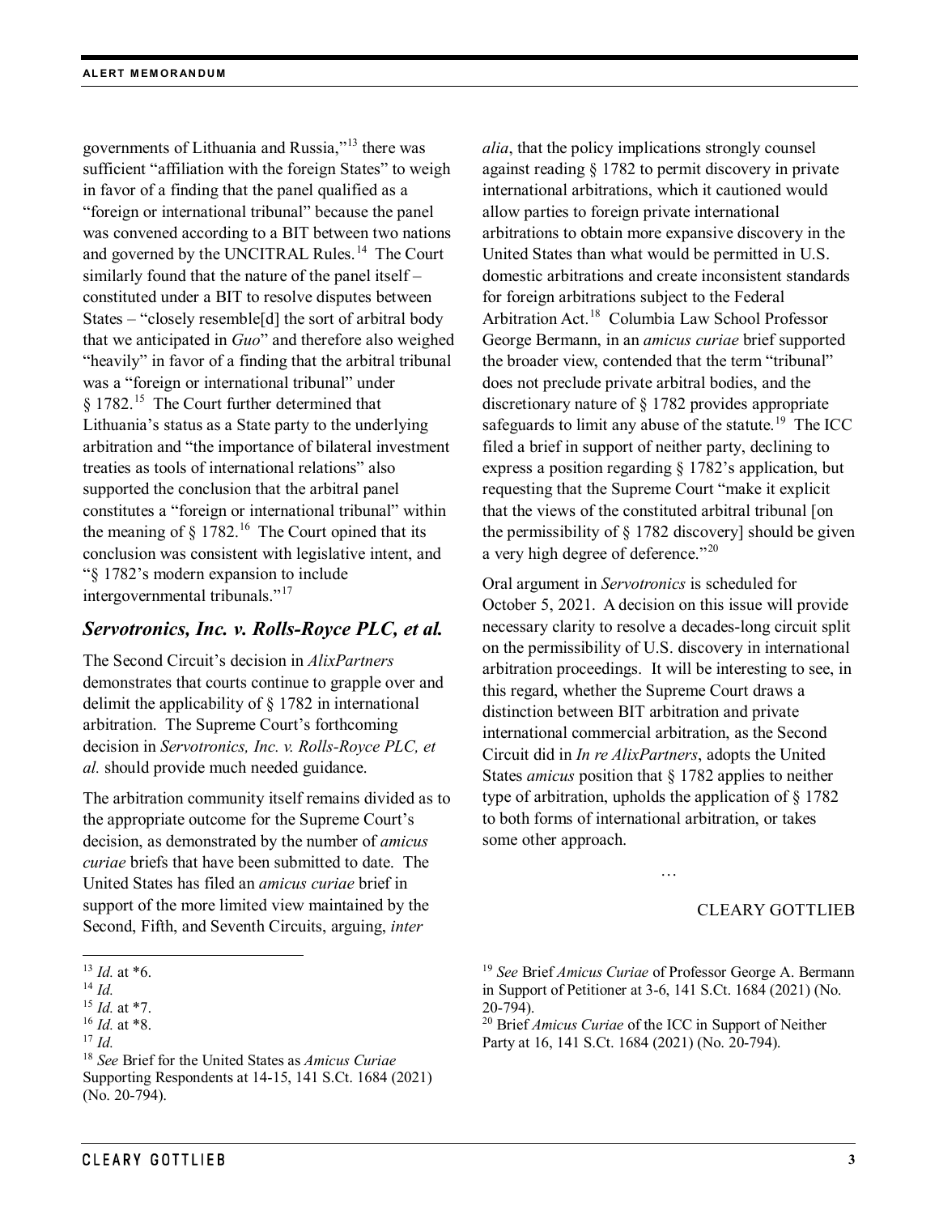governments of Lithuania and Russia,"[13] there was sufficient "affiliation with the foreign States" to weigh in favor of a finding that the panel qualified as a "foreign or international tribunal" because the panel was convened according to a BIT between two nations and governed by the UNCITRAL Rules.[14] The Court similarly found that the nature of the panel itself – constituted under a BIT to resolve disputes between States – "closely resemble[d] the sort of arbitral body that we anticipated in *Guo*" and therefore also weighed "heavily" in favor of a finding that the arbitral tribunal was a "foreign or international tribunal" under § 1782.[15] The Court further determined that Lithuania's status as a State party to the underlying arbitration and "the importance of bilateral investment treaties as tools of international relations" also supported the conclusion that the arbitral panel constitutes a "foreign or international tribunal" within the meaning of § 1782.[16] The Court opined that its conclusion was consistent with legislative intent, and "§ 1782's modern expansion to include intergovernmental tribunals."[17]

## *Servotronics, Inc. v. Rolls-Royce PLC, et al.*

The Second Circuit's decision in *AlixPartners* demonstrates that courts continue to grapple over and delimit the applicability of § 1782 in international arbitration. The Supreme Court's forthcoming decision in *Servotronics, Inc. v. Rolls-Royce PLC, et al.* should provide much needed guidance.

The arbitration community itself remains divided as to the appropriate outcome for the Supreme Court's decision, as demonstrated by the number of *amicus curiae* briefs that have been submitted to date. The United States has filed an *amicus curiae* brief in support of the more limited view maintained by the Second, Fifth, and Seventh Circuits, arguing, *inter alia*, that the policy implications strongly counsel against reading § 1782 to permit discovery in private international arbitrations, which it cautioned would allow parties to foreign private international arbitrations to obtain more expansive discovery in the United States than what would be permitted in U.S. domestic arbitrations and create inconsistent standards for foreign arbitrations subject to the Federal Arbitration Act.[18] Columbia Law School Professor George Bermann, in an *amicus curiae* brief supported the broader view, contended that the term "tribunal" does not preclude private arbitral bodies, and the discretionary nature of § 1782 provides appropriate safeguards to limit any abuse of the statute.[19] The ICC filed a brief in support of neither party, declining to express a position regarding § 1782's application, but requesting that the Supreme Court "make it explicit that the views of the constituted arbitral tribunal [on the permissibility of § 1782 discovery] should be given a very high degree of deference."[20]

Oral argument in *Servotronics* is scheduled for October 5, 2021. A decision on this issue will provide necessary clarity to resolve a decades-long circuit split on the permissibility of U.S. discovery in international arbitration proceedings. It will be interesting to see, in this regard, whether the Supreme Court draws a distinction between BIT arbitration and private international commercial arbitration, as the Second Circuit did in *In re AlixPartners*, adopts the United States *amicus* position that § 1782 applies to neither type of arbitration, upholds the application of § 1782 to both forms of international arbitration, or takes some other approach.

…

CLEARY GOTTLIEB

---

[13] *Id.* at \*6.

[14] *Id.*

[15] *Id.* at \*7.

[16] *Id.* at \*8.

[17] *Id.*

[18] *See* Brief for the United States as *Amicus Curiae* Supporting Respondents at 14-15, 141 S.Ct. 1684 (2021) (No. 20-794).

[19] *See* Brief *Amicus Curiae* of Professor George A. Bermann in Support of Petitioner at 3-6, 141 S.Ct. 1684 (2021) (No. 20-794).

[20] Brief *Amicus Curiae* of the ICC in Support of Neither Party at 16, 141 S.Ct. 1684 (2021) (No. 20-794).